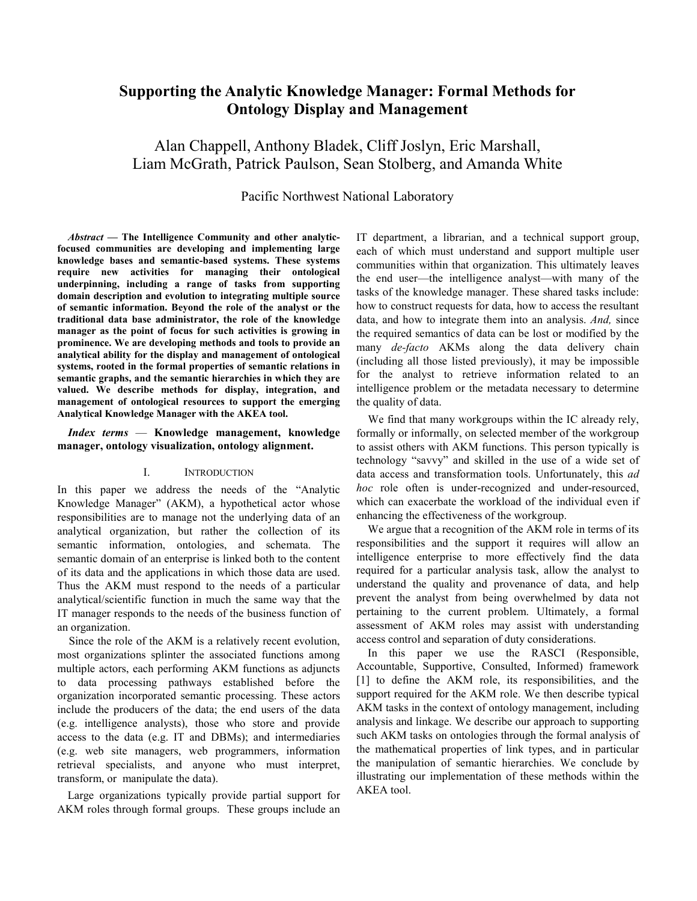# Supporting the Analytic Knowledge Manager: Formal Methods for Ontology Display and Management

Alan Chappell, Anthony Bladek, Cliff Joslyn, Eric Marshall, Liam McGrath, Patrick Paulson, Sean Stolberg, and Amanda White

Pacific Northwest National Laboratory

***Abstract* — The Intelligence Community and other analytic-focused communities are developing and implementing large knowledge bases and semantic-based systems. These systems require new activities for managing their ontological underpinning, including a range of tasks from supporting domain description and evolution to integrating multiple source of semantic information. Beyond the role of the analyst or the traditional data base administrator, the role of the knowledge manager as the point of focus for such activities is growing in prominence. We are developing methods and tools to provide an analytical ability for the display and management of ontological systems, rooted in the formal properties of semantic relations in semantic graphs, and the semantic hierarchies in which they are valued. We describe methods for display, integration, and management of ontological resources to support the emerging Analytical Knowledge Manager with the AKEA tool.**

***Index terms* — Knowledge management, knowledge manager, ontology visualization, ontology alignment.**

## I. Introduction

In this paper we address the needs of the "Analytic Knowledge Manager" (AKM), a hypothetical actor whose responsibilities are to manage not the underlying data of an analytical organization, but rather the collection of its semantic information, ontologies, and schemata. The semantic domain of an enterprise is linked both to the content of its data and the applications in which those data are used. Thus the AKM must respond to the needs of a particular analytical/scientific function in much the same way that the IT manager responds to the needs of the business function of an organization.

Since the role of the AKM is a relatively recent evolution, most organizations splinter the associated functions among multiple actors, each performing AKM functions as adjuncts to data processing pathways established before the organization incorporated semantic processing. These actors include the producers of the data; the end users of the data (e.g. intelligence analysts), those who store and provide access to the data (e.g. IT and DBMs); and intermediaries (e.g. web site managers, web programmers, information retrieval specialists, and anyone who must interpret, transform, or manipulate the data).

Large organizations typically provide partial support for AKM roles through formal groups. These groups include an IT department, a librarian, and a technical support group, each of which must understand and support multiple user communities within that organization. This ultimately leaves the end user—the intelligence analyst—with many of the tasks of the knowledge manager. These shared tasks include: how to construct requests for data, how to access the resultant data, and how to integrate them into an analysis. *And,* since the required semantics of data can be lost or modified by the many *de-facto* AKMs along the data delivery chain (including all those listed previously), it may be impossible for the analyst to retrieve information related to an intelligence problem or the metadata necessary to determine the quality of data.

We find that many workgroups within the IC already rely, formally or informally, on selected member of the workgroup to assist others with AKM functions. This person typically is technology "savvy" and skilled in the use of a wide set of data access and transformation tools. Unfortunately, this *ad hoc* role often is under-recognized and under-resourced, which can exacerbate the workload of the individual even if enhancing the effectiveness of the workgroup.

We argue that a recognition of the AKM role in terms of its responsibilities and the support it requires will allow an intelligence enterprise to more effectively find the data required for a particular analysis task, allow the analyst to understand the quality and provenance of data, and help prevent the analyst from being overwhelmed by data not pertaining to the current problem. Ultimately, a formal assessment of AKM roles may assist with understanding access control and separation of duty considerations.

In this paper we use the RASCI (Responsible, Accountable, Supportive, Consulted, Informed) framework [1] to define the AKM role, its responsibilities, and the support required for the AKM role. We then describe typical AKM tasks in the context of ontology management, including analysis and linkage. We describe our approach to supporting such AKM tasks on ontologies through the formal analysis of the mathematical properties of link types, and in particular the manipulation of semantic hierarchies. We conclude by illustrating our implementation of these methods within the AKEA tool.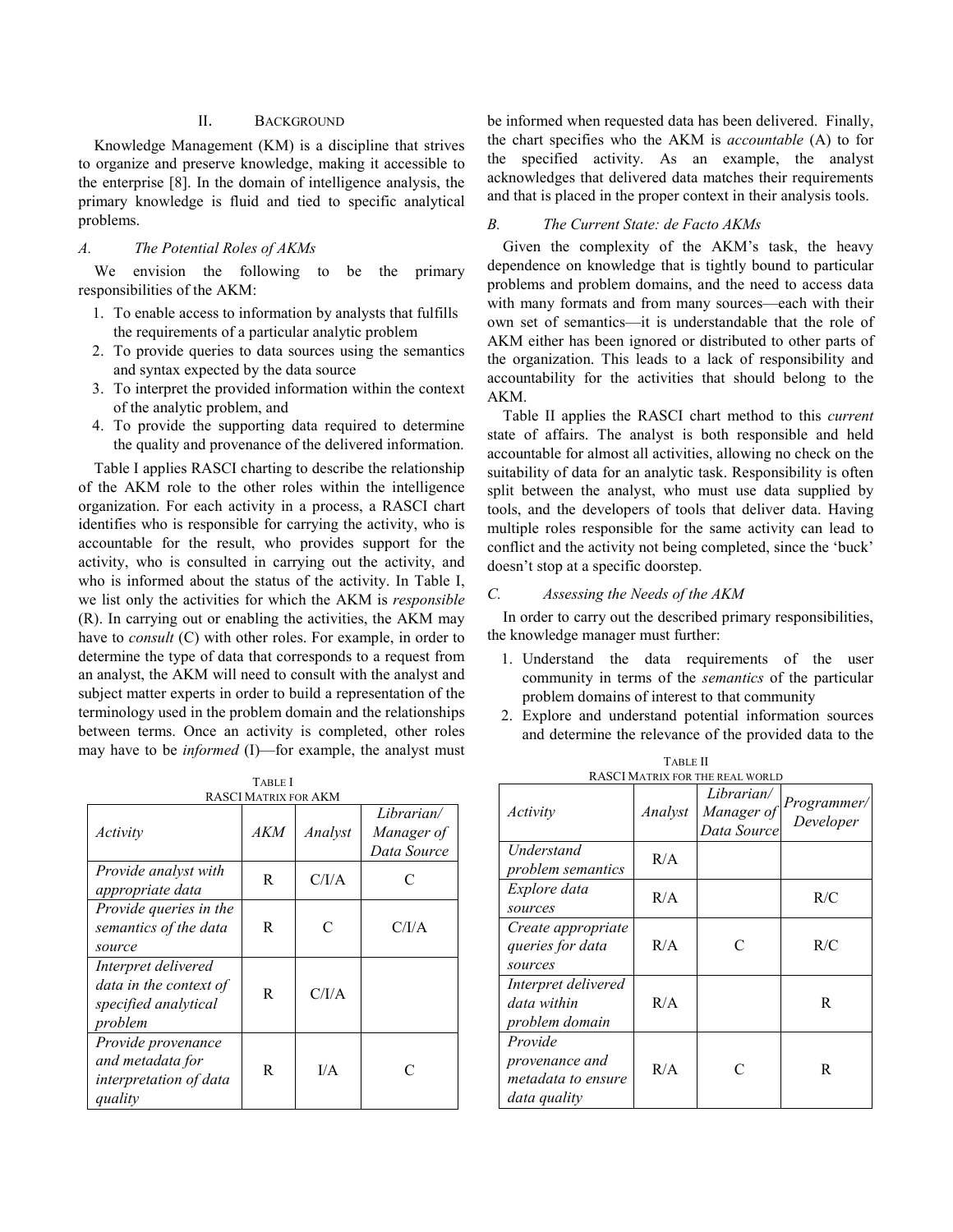## II. Background

Knowledge Management (KM) is a discipline that strives to organize and preserve knowledge, making it accessible to the enterprise [8]. In the domain of intelligence analysis, the primary knowledge is fluid and tied to specific analytical problems.

### *A. The Potential Roles of AKMs*

We envision the following to be the primary responsibilities of the AKM:

1. To enable access to information by analysts that fulfills the requirements of a particular analytic problem
2. To provide queries to data sources using the semantics and syntax expected by the data source
3. To interpret the provided information within the context of the analytic problem, and
4. To provide the supporting data required to determine the quality and provenance of the delivered information.

Table I applies RASCI charting to describe the relationship of the AKM role to the other roles within the intelligence organization. For each activity in a process, a RASCI chart identifies who is responsible for carrying the activity, who is accountable for the result, who provides support for the activity, who is consulted in carrying out the activity, and who is informed about the status of the activity. In Table I, we list only the activities for which the AKM is *responsible* (R). In carrying out or enabling the activities, the AKM may have to *consult* (C) with other roles. For example, in order to determine the type of data that corresponds to a request from an analyst, the AKM will need to consult with the analyst and subject matter experts in order to build a representation of the terminology used in the problem domain and the relationships between terms. Once an activity is completed, other roles may have to be *informed* (I)—for example, the analyst must be informed when requested data has been delivered. Finally, the chart specifies who the AKM is *accountable* (A) to for the specified activity. As an example, the analyst acknowledges that delivered data matches their requirements and that is placed in the proper context in their analysis tools.

Table I
RASCI Matrix for AKM

| *Activity* | *AKM* | *Analyst* | *Librarian/ Manager of Data Source* |
|---|---|---|---|
| *Provide analyst with appropriate data* | R | C/I/A | C |
| *Provide queries in the semantics of the data source* | R | C | C/I/A |
| *Interpret delivered data in the context of specified analytical problem* | R | C/I/A | |
| *Provide provenance and metadata for interpretation of data quality* | R | I/A | C |

### *B. The Current State: de Facto AKMs*

Given the complexity of the AKM's task, the heavy dependence on knowledge that is tightly bound to particular problems and problem domains, and the need to access data with many formats and from many sources—each with their own set of semantics—it is understandable that the role of AKM either has been ignored or distributed to other parts of the organization. This leads to a lack of responsibility and accountability for the activities that should belong to the AKM.

Table II applies the RASCI chart method to this *current* state of affairs. The analyst is both responsible and held accountable for almost all activities, allowing no check on the suitability of data for an analytic task. Responsibility is often split between the analyst, who must use data supplied by tools, and the developers of tools that deliver data. Having multiple roles responsible for the same activity can lead to conflict and the activity not being completed, since the 'buck' doesn't stop at a specific doorstep.

### *C. Assessing the Needs of the AKM*

In order to carry out the described primary responsibilities, the knowledge manager must further:

1. Understand the data requirements of the user community in terms of the *semantics* of the particular problem domains of interest to that community
2. Explore and understand potential information sources and determine the relevance of the provided data to the

Table II
RASCI Matrix for the real world

| *Activity* | *Analyst* | *Librarian/ Manager of Data Source* | *Programmer/ Developer* |
|---|---|---|---|
| *Understand problem semantics* | R/A | | |
| *Explore data sources* | R/A | | R/C |
| *Create appropriate queries for data sources* | R/A | C | R/C |
| *Interpret delivered data within problem domain* | R/A | | R |
| *Provide provenance and metadata to ensure data quality* | R/A | C | R |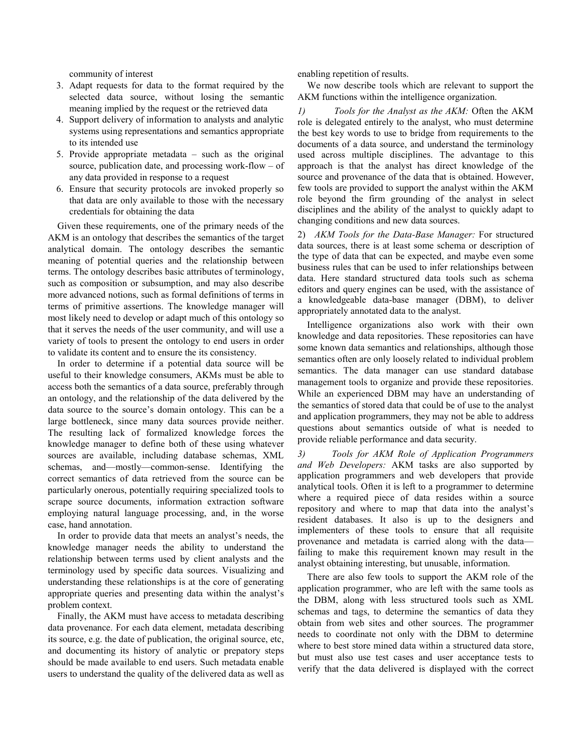community of interest

3. Adapt requests for data to the format required by the selected data source, without losing the semantic meaning implied by the request or the retrieved data
4. Support delivery of information to analysts and analytic systems using representations and semantics appropriate to its intended use
5. Provide appropriate metadata – such as the original source, publication date, and processing work-flow – of any data provided in response to a request
6. Ensure that security protocols are invoked properly so that data are only available to those with the necessary credentials for obtaining the data

Given these requirements, one of the primary needs of the AKM is an ontology that describes the semantics of the target analytical domain. The ontology describes the semantic meaning of potential queries and the relationship between terms. The ontology describes basic attributes of terminology, such as composition or subsumption, and may also describe more advanced notions, such as formal definitions of terms in terms of primitive assertions. The knowledge manager will most likely need to develop or adapt much of this ontology so that it serves the needs of the user community, and will use a variety of tools to present the ontology to end users in order to validate its content and to ensure the its consistency.

In order to determine if a potential data source will be useful to their knowledge consumers, AKMs must be able to access both the semantics of a data source, preferably through an ontology, and the relationship of the data delivered by the data source to the source's domain ontology. This can be a large bottleneck, since many data sources provide neither. The resulting lack of formalized knowledge forces the knowledge manager to define both of these using whatever sources are available, including database schemas, XML schemas, and—mostly—common-sense. Identifying the correct semantics of data retrieved from the source can be particularly onerous, potentially requiring specialized tools to scrape source documents, information extraction software employing natural language processing, and, in the worse case, hand annotation.

In order to provide data that meets an analyst's needs, the knowledge manager needs the ability to understand the relationship between terms used by client analysts and the terminology used by specific data sources. Visualizing and understanding these relationships is at the core of generating appropriate queries and presenting data within the analyst's problem context.

Finally, the AKM must have access to metadata describing data provenance. For each data element, metadata describing its source, e.g. the date of publication, the original source, etc, and documenting its history of analytic or prepatory steps should be made available to end users. Such metadata enable users to understand the quality of the delivered data as well as enabling repetition of results.

We now describe tools which are relevant to support the AKM functions within the intelligence organization.

*1) Tools for the Analyst as the AKM:* Often the AKM role is delegated entirely to the analyst, who must determine the best key words to use to bridge from requirements to the documents of a data source, and understand the terminology used across multiple disciplines. The advantage to this approach is that the analyst has direct knowledge of the source and provenance of the data that is obtained. However, few tools are provided to support the analyst within the AKM role beyond the firm grounding of the analyst in select disciplines and the ability of the analyst to quickly adapt to changing conditions and new data sources.

*2) AKM Tools for the Data-Base Manager:* For structured data sources, there is at least some schema or description of the type of data that can be expected, and maybe even some business rules that can be used to infer relationships between data. Here standard structured data tools such as schema editors and query engines can be used, with the assistance of a knowledgeable data-base manager (DBM), to deliver appropriately annotated data to the analyst.

Intelligence organizations also work with their own knowledge and data repositories. These repositories can have some known data semantics and relationships, although those semantics often are only loosely related to individual problem semantics. The data manager can use standard database management tools to organize and provide these repositories. While an experienced DBM may have an understanding of the semantics of stored data that could be of use to the analyst and application programmers, they may not be able to address questions about semantics outside of what is needed to provide reliable performance and data security.

*3) Tools for AKM Role of Application Programmers and Web Developers:* AKM tasks are also supported by application programmers and web developers that provide analytical tools. Often it is left to a programmer to determine where a required piece of data resides within a source repository and where to map that data into the analyst's resident databases. It also is up to the designers and implementers of these tools to ensure that all requisite provenance and metadata is carried along with the data—failing to make this requirement known may result in the analyst obtaining interesting, but unusable, information.

There are also few tools to support the AKM role of the application programmer, who are left with the same tools as the DBM, along with less structured tools such as XML schemas and tags, to determine the semantics of data they obtain from web sites and other sources. The programmer needs to coordinate not only with the DBM to determine where to best store mined data within a structured data store, but must also use test cases and user acceptance tests to verify that the data delivered is displayed with the correct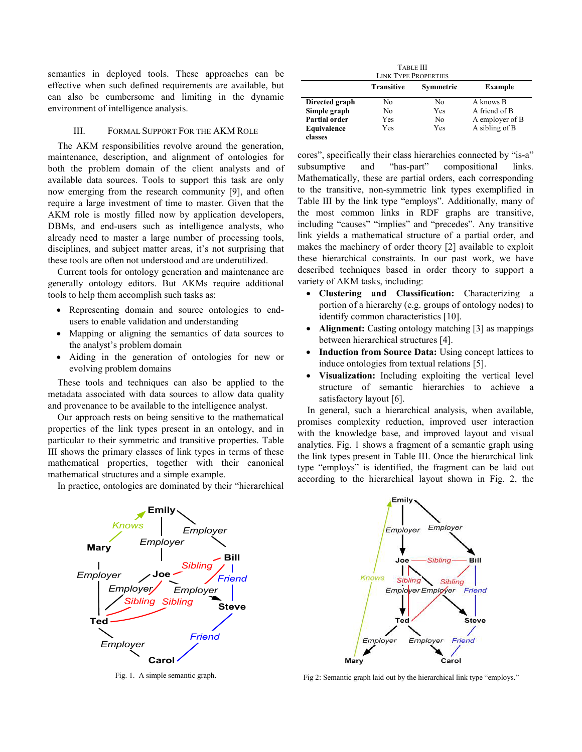semantics in deployed tools. These approaches can be effective when such defined requirements are available, but can also be cumbersome and limiting in the dynamic environment of intelligence analysis.

## III. Formal Support For the AKM Role

The AKM responsibilities revolve around the generation, maintenance, description, and alignment of ontologies for both the problem domain of the client analysts and of available data sources. Tools to support this task are only now emerging from the research community [9], and often require a large investment of time to master. Given that the AKM role is mostly filled now by application developers, DBMs, and end-users such as intelligence analysts, who already need to master a large number of processing tools, disciplines, and subject matter areas, it's not surprising that these tools are often not understood and are underutilized.

Current tools for ontology generation and maintenance are generally ontology editors. But AKMs require additional tools to help them accomplish such tasks as:

- Representing domain and source ontologies to end-users to enable validation and understanding
- Mapping or aligning the semantics of data sources to the analyst's problem domain
- Aiding in the generation of ontologies for new or evolving problem domains

These tools and techniques can also be applied to the metadata associated with data sources to allow data quality and provenance to be available to the intelligence analyst.

Our approach rests on being sensitive to the mathematical properties of the link types present in an ontology, and in particular to their symmetric and transitive properties. Table III shows the primary classes of link types in terms of these mathematical properties, together with their canonical mathematical structures and a simple example.

In practice, ontologies are dominated by their "hierarchical cores", specifically their class hierarchies connected by "is-a" subsumptive and "has-part" compositional links. Mathematically, these are partial orders, each corresponding to the transitive, non-symmetric link types exemplified in Table III by the link type "employs". Additionally, many of the most common links in RDF graphs are transitive, including "causes" "implies" and "precedes". Any transitive link yields a mathematical structure of a partial order, and makes the machinery of order theory [2] available to exploit these hierarchical constraints. In our past work, we have described techniques based in order theory to support a variety of AKM tasks, including:

- **Clustering and Classification:** Characterizing a portion of a hierarchy (e.g. groups of ontology nodes) to identify common characteristics [10].
- **Alignment:** Casting ontology matching [3] as mappings between hierarchical structures [4].
- **Induction from Source Data:** Using concept lattices to induce ontologies from textual relations [5].
- **Visualization:** Including exploiting the vertical level structure of semantic hierarchies to achieve a satisfactory layout [6].

In general, such a hierarchical analysis, when available, promises complexity reduction, improved user interaction with the knowledge base, and improved layout and visual analytics. Fig. 1 shows a fragment of a semantic graph using the link types present in Table III. Once the hierarchical link type "employs" is identified, the fragment can be laid out according to the hierarchical layout shown in Fig. 2, the

Table III
Link Type Properties

| | Transitive | Symmetric | Example |
|---|---|---|---|
| **Directed graph** | No | No | A knows B |
| **Simple graph** | No | Yes | A friend of B |
| **Partial order** | Yes | No | A employer of B |
| **Equivalence classes** | Yes | Yes | A sibling of B |

Fig. 1. A simple semantic graph.

Fig 2: Semantic graph laid out by the hierarchical link type "employs."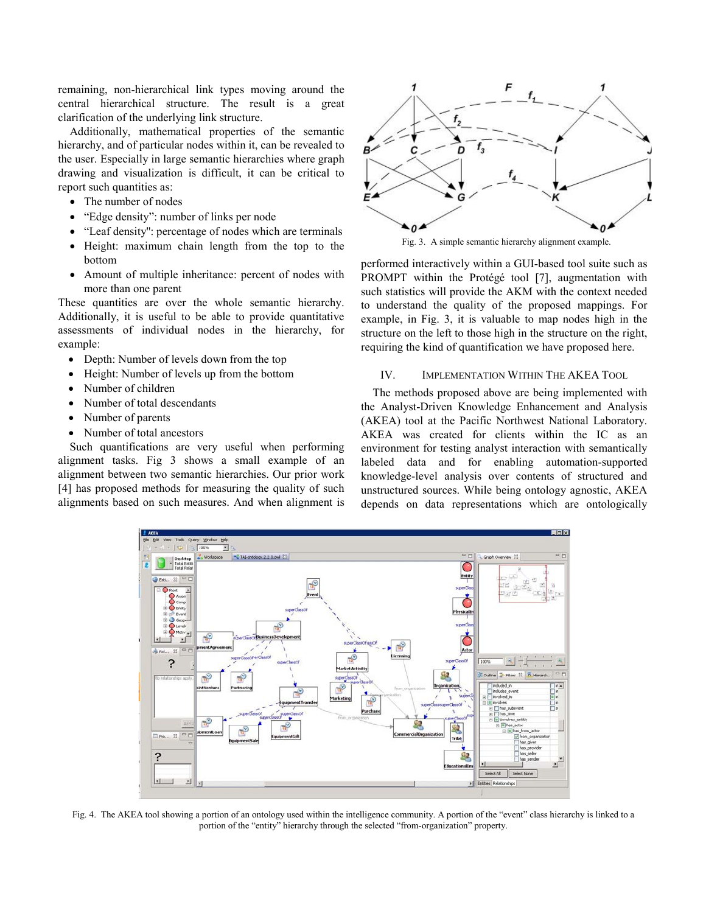remaining, non-hierarchical link types moving around the central hierarchical structure. The result is a great clarification of the underlying link structure.

Additionally, mathematical properties of the semantic hierarchy, and of particular nodes within it, can be revealed to the user. Especially in large semantic hierarchies where graph drawing and visualization is difficult, it can be critical to report such quantities as:

- The number of nodes
- "Edge density": number of links per node
- "Leaf density": percentage of nodes which are terminals
- Height: maximum chain length from the top to the bottom
- Amount of multiple inheritance: percent of nodes with more than one parent

These quantities are over the whole semantic hierarchy. Additionally, it is useful to be able to provide quantitative assessments of individual nodes in the hierarchy, for example:

- Depth: Number of levels down from the top
- Height: Number of levels up from the bottom
- Number of children
- Number of total descendants
- Number of parents
- Number of total ancestors

Such quantifications are very useful when performing alignment tasks. Fig 3 shows a small example of an alignment between two semantic hierarchies. Our prior work [4] has proposed methods for measuring the quality of such alignments based on such measures. And when alignment is performed interactively within a GUI-based tool suite such as PROMPT within the Protégé tool [7], augmentation with such statistics will provide the AKM with the context needed to understand the quality of the proposed mappings. For example, in Fig. 3, it is valuable to map nodes high in the structure on the left to those high in the structure on the right, requiring the kind of quantification we have proposed here.

Fig. 3. A simple semantic hierarchy alignment example.

## IV. Implementation Within The AKEA Tool

The methods proposed above are being implemented with the Analyst-Driven Knowledge Enhancement and Analysis (AKEA) tool at the Pacific Northwest National Laboratory. AKEA was created for clients within the IC as an environment for testing analyst interaction with semantically labeled data and for enabling automation-supported knowledge-level analysis over contents of structured and unstructured sources. While being ontology agnostic, AKEA depends on data representations which are ontologically

Fig. 4. The AKEA tool showing a portion of an ontology used within the intelligence community. A portion of the "event" class hierarchy is linked to a portion of the "entity" hierarchy through the selected "from-organization" property.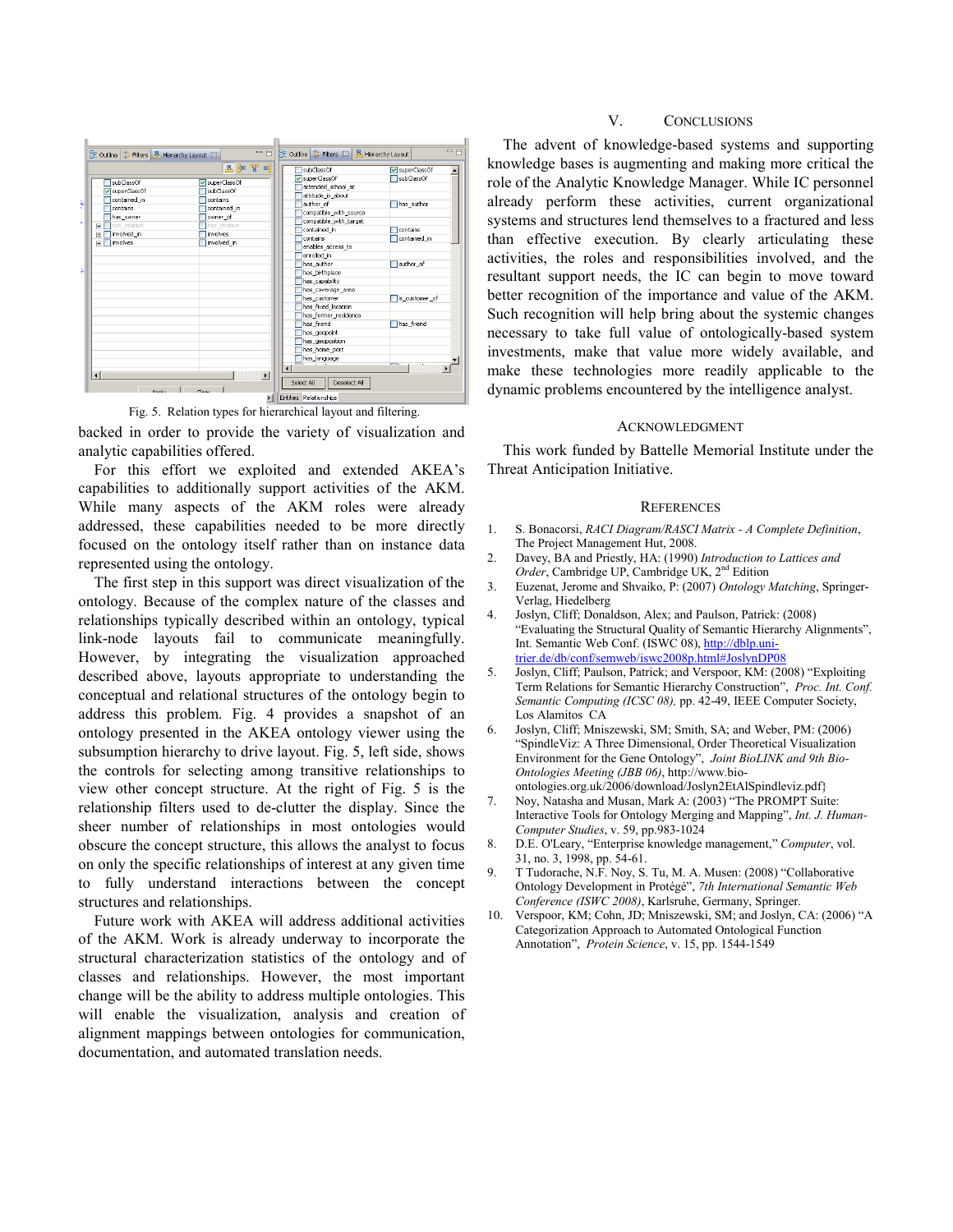Fig. 5. Relation types for hierarchical layout and filtering.

backed in order to provide the variety of visualization and analytic capabilities offered.

For this effort we exploited and extended AKEA's capabilities to additionally support activities of the AKM. While many aspects of the AKM roles were already addressed, these capabilities needed to be more directly focused on the ontology itself rather than on instance data represented using the ontology.

The first step in this support was direct visualization of the ontology. Because of the complex nature of the classes and relationships typically described within an ontology, typical link-node layouts fail to communicate meaningfully. However, by integrating the visualization approached described above, layouts appropriate to understanding the conceptual and relational structures of the ontology begin to address this problem. Fig. 4 provides a snapshot of an ontology presented in the AKEA ontology viewer using the subsumption hierarchy to drive layout. Fig. 5, left side, shows the controls for selecting among transitive relationships to view other concept structure. At the right of Fig. 5 is the relationship filters used to de-clutter the display. Since the sheer number of relationships in most ontologies would obscure the concept structure, this allows the analyst to focus on only the specific relationships of interest at any given time to fully understand interactions between the concept structures and relationships.

Future work with AKEA will address additional activities of the AKM. Work is already underway to incorporate the structural characterization statistics of the ontology and of classes and relationships. However, the most important change will be the ability to address multiple ontologies. This will enable the visualization, analysis and creation of alignment mappings between ontologies for communication, documentation, and automated translation needs.

## V. Conclusions

The advent of knowledge-based systems and supporting knowledge bases is augmenting and making more critical the role of the Analytic Knowledge Manager. While IC personnel already perform these activities, current organizational systems and structures lend themselves to a fractured and less than effective execution. By clearly articulating these activities, the roles and responsibilities involved, and the resultant support needs, the IC can begin to move toward better recognition of the importance and value of the AKM. Such recognition will help bring about the systemic changes necessary to take full value of ontologically-based system investments, make that value more widely available, and make these technologies more readily applicable to the dynamic problems encountered by the intelligence analyst.

## Acknowledgment

This work funded by Battelle Memorial Institute under the Threat Anticipation Initiative.

## References

1. S. Bonacorsi, *RACI Diagram/RASCI Matrix - A Complete Definition*, The Project Management Hut, 2008.
2. Davey, BA and Priestly, HA: (1990) *Introduction to Lattices and Order*, Cambridge UP, Cambridge UK, 2nd Edition
3. Euzenat, Jerome and Shvaiko, P: (2007) *Ontology Matching*, Springer-Verlag, Hiedelberg
4. Joslyn, Cliff; Donaldson, Alex; and Paulson, Patrick: (2008) "Evaluating the Structural Quality of Semantic Hierarchy Alignments", Int. Semantic Web Conf. (ISWC 08), http://dblp.uni-trier.de/db/conf/semweb/iswc2008p.html#JoslynDP08
5. Joslyn, Cliff; Paulson, Patrick; and Verspoor, KM: (2008) "Exploiting Term Relations for Semantic Hierarchy Construction", *Proc. Int. Conf. Semantic Computing (ICSC 08),* pp. 42-49, IEEE Computer Society, Los Alamitos CA
6. Joslyn, Cliff; Mniszewski, SM; Smith, SA; and Weber, PM: (2006) "SpindleViz: A Three Dimensional, Order Theoretical Visualization Environment for the Gene Ontology", *Joint BioLINK and 9th Bio-Ontologies Meeting (JBB 06)*, http://www.bio-ontologies.org.uk/2006/download/Joslyn2EtAlSpindleviz.pdf}
7. Noy, Natasha and Musan, Mark A: (2003) "The PROMPT Suite: Interactive Tools for Ontology Merging and Mapping", *Int. J. Human-Computer Studies*, v. 59, pp.983-1024
8. D.E. O'Leary, "Enterprise knowledge management," *Computer*, vol. 31, no. 3, 1998, pp. 54-61.
9. T Tudorache, N.F. Noy, S. Tu, M. A. Musen: (2008) "Collaborative Ontology Development in Protégé", *7th International Semantic Web Conference (ISWC 2008)*, Karlsruhe, Germany, Springer.
10. Verspoor, KM; Cohn, JD; Mniszewski, SM; and Joslyn, CA: (2006) "A Categorization Approach to Automated Ontological Function Annotation", *Protein Science*, v. 15, pp. 1544-1549